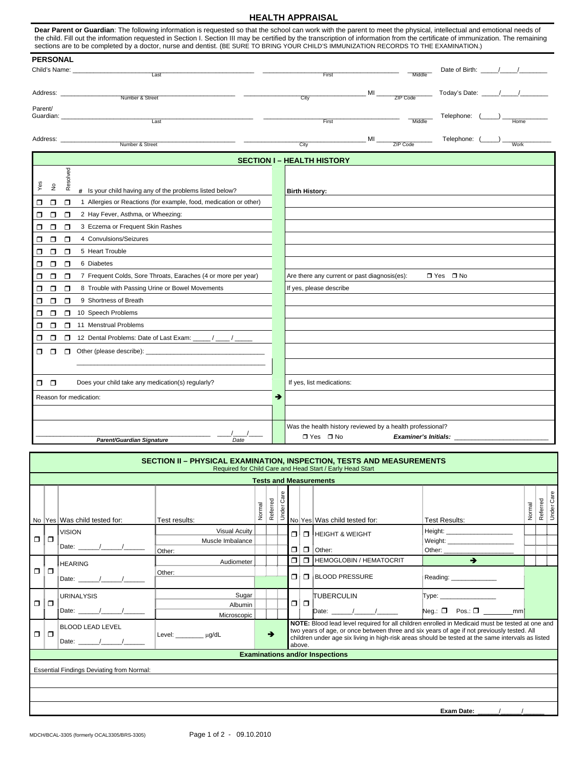# HEALTH APPRAISAL

**Dear Parent or Guardian**: The following information is requested so that the school can work with the parent to meet the physical, intellectual and emotional needs of the child. Fill out the information requested in Section I. Section III may be certified by the transcription of information from the certificate of immunization. The remaining sections are to be completed by a doctor, nurse and dentist. (BE SURE TO BRING YOUR CHILD'S IMMUNIZATION RECORDS TO THE EXAMINATION.)

## PERSONAL

Child's Name: ______________________ (Last) ______________________ (First) ________ (Middle) Date of Birth: ____/____/________

Address: ______________________ (Number & Street) ______________________ (City) MI ________ (ZIP Code) Today's Date: ____/____/________

Parent/Guardian: ______________________ (Last) ______________________ (First) ________ (Middle) Telephone: (____) ____________ (Home)

Address: ______________________ (Number & Street) ______________________ (City) MI ________ (ZIP Code) Telephone: (____) ____________ (Work)

## SECTION I – HEALTH HISTORY

| Yes | No | Resolved | # Is your child having any of the problems listed below? | Birth History: |
|---|---|---|---|---|
| ❐ | ❐ | ❐ | 1 Allergies or Reactions (for example, food, medication or other) | |
| ❐ | ❐ | ❐ | 2 Hay Fever, Asthma, or Wheezing: | |
| ❐ | ❐ | ❐ | 3 Eczema or Frequent Skin Rashes | |
| ❐ | ❐ | ❐ | 4 Convulsions/Seizures | |
| ❐ | ❐ | ❐ | 5 Heart Trouble | |
| ❐ | ❐ | ❐ | 6 Diabetes | |
| ❐ | ❐ | ❐ | 7 Frequent Colds, Sore Throats, Earaches (4 or more per year) | Are there any current or past diagnosis(es): ❐ Yes ❐ No |
| ❐ | ❐ | ❐ | 8 Trouble with Passing Urine or Bowel Movements | If yes, please describe |
| ❐ | ❐ | ❐ | 9 Shortness of Breath | |
| ❐ | ❐ | ❐ | 10 Speech Problems | |
| ❐ | ❐ | ❐ | 11 Menstrual Problems | |
| ❐ | ❐ | ❐ | 12 Dental Problems: Date of Last Exam: _____ / ____ / _____ | |
| ❐ | ❐ | ❐ | Other (please describe): ________________________________ | |
| | | | ________________________________ | |
| ❐ | ❐ | | Does your child take any medication(s) regularly? | If yes, list medications: |
| | | | Reason for medication: ➔ | |
| | | | | |
| | | | ______________________ (*Parent/Guardian Signature*) ____/____/____ (*Date*) | Was the health history reviewed by a health professional? ❐ Yes ❐ No ***Examiner's Initials:*** ____________ |

## SECTION II – PHYSICAL EXAMINATION, INSPECTION, TESTS AND MEASUREMENTS

Required for Child Care and Head Start / Early Head Start

### Tests and Measurements

| No | Yes | Was child tested for: | Test results: | Normal | Referred | Under Care |
|---|---|---|---|---|---|---|
| ❐ | ❐ | VISION Date: ____/____/____ | Visual Acuity | | | |
| | | | Muscle Imbalance | | | |
| | | | Other: | | | |
| ❐ | ❐ | HEARING Date: ____/____/____ | Audiometer | | | |
| | | | Other: | | | |
| ❐ | ❐ | URINALYSIS Date: ____/____/____ | Sugar | | | |
| | | | Albumin | | | |
| | | | Microscopic | | | |
| ❐ | ❐ | BLOOD LEAD LEVEL Date: ____/____/____ | Level: ________ μg/dL ➔ | | | |

| No | Yes | Was child tested for: | Test Results: | Normal | Referred | Under Care |
|---|---|---|---|---|---|---|
| ❐ | ❐ | HEIGHT & WEIGHT | Height: ____________ | | | |
| | | | Weight: ____________ | | | |
| ❐ | ❐ | Other: | Other: ____________ | | | |
| ❐ | ❐ | HEMOGLOBIN / HEMATOCRIT | ➔ | | | |
| ❐ | ❐ | BLOOD PRESSURE | Reading: ____________ | | | |
| ❐ | ❐ | TUBERCULIN Date: ____/____/____ | Type: ____________ Neg.: ❐ Pos.: ❐ ________mm | | | |

**NOTE:** Blood lead level required for all children enrolled in Medicaid must be tested at one and two years of age, or once between three and six years of age if not previously tested. All children under age six living in high-risk areas should be tested at the same intervals as listed above.

### Examinations and/or Inspections

Essential Findings Deviating from Normal:

**Exam Date:** ____/____/____

MDCH/BCAL-3305 (formerly OCAL3305/BRS-3305) 09.10.2010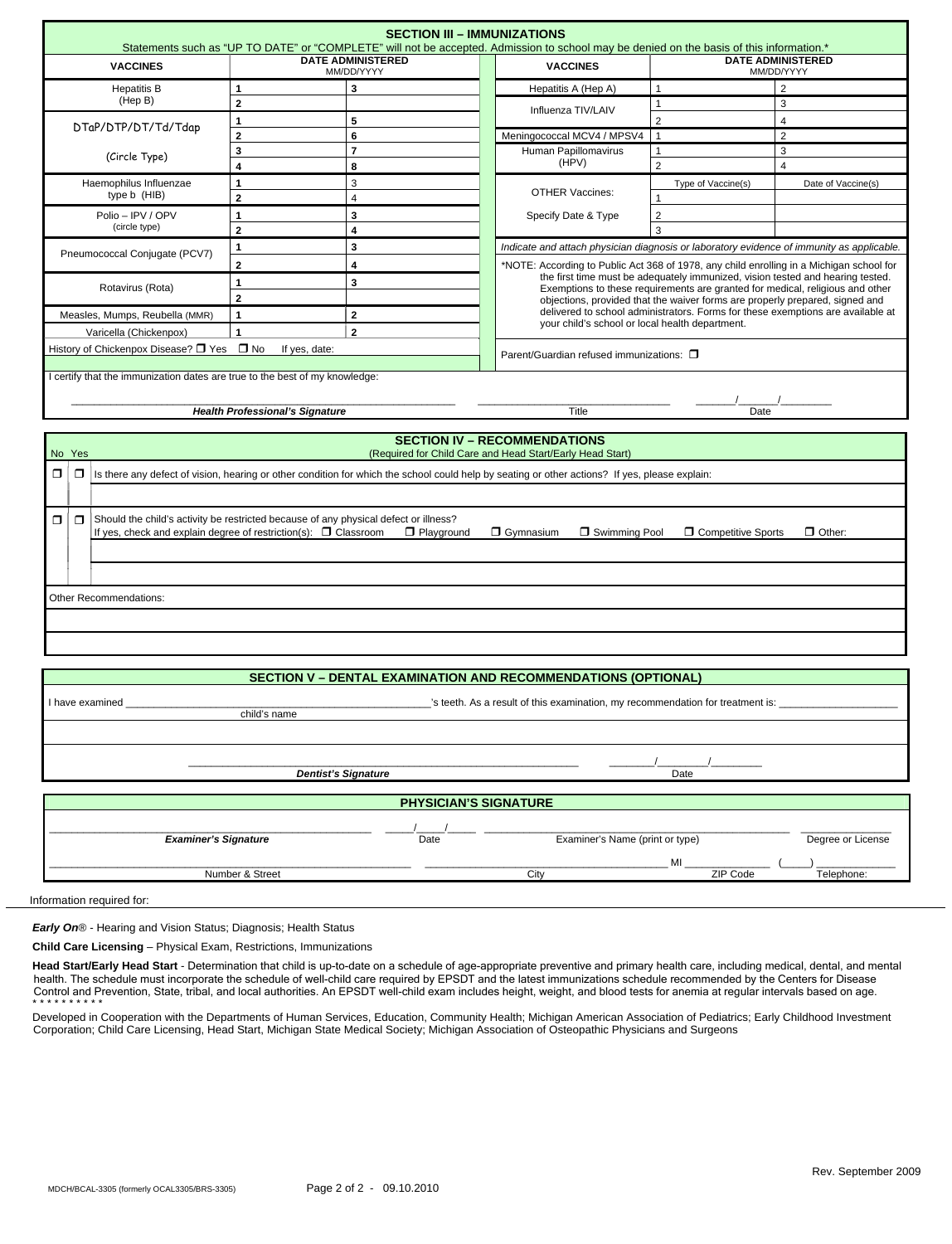## SECTION III – IMMUNIZATIONS

Statements such as "UP TO DATE" or "COMPLETE" will not be accepted. Admission to school may be denied on the basis of this information.*

| VACCINES | DATE ADMINISTERED MM/DD/YYYY | | VACCINES | DATE ADMINISTERED MM/DD/YYYY | |
|---|---|---|---|---|---|
| Hepatitis B (Hep B) | 1 | 3 | Hepatitis A (Hep A) | 1 | 2 |
| | 2 | | Influenza TIV/LAIV | 1 | 3 |
| DTaP/DTP/DT/Td/Tdap | 1 | 5 | | 2 | 4 |
| | 2 | 6 | Meningococcal MCV4 / MPSV4 | 1 | 2 |
| (Circle Type) | 3 | 7 | Human Papillomavirus (HPV) | 1 | 3 |
| | 4 | 8 | | 2 | 4 |
| Haemophilus Influenzae type b (HIB) | 1 | 3 | OTHER Vaccines: | Type of Vaccine(s) | Date of Vaccine(s) |
| | 2 | 4 | | 1 | |
| Polio – IPV / OPV (circle type) | 1 | 3 | Specify Date & Type | 2 | |
| | 2 | 4 | | 3 | |
| Pneumococcal Conjugate (PCV7) | 1 | 3 | | | |
| | 2 | 4 | | | |
| Rotavirus (Rota) | 1 | 3 | | | |
| | 2 | | | | |
| Measles, Mumps, Reubella (MMR) | 1 | 2 | | | |
| Varicella (Chickenpox) | 1 | 2 | | | |

*Indicate and attach physician diagnosis or laboratory evidence of immunity as applicable.*

*NOTE: According to Public Act 368 of 1978, any child enrolling in a Michigan school for the first time must be adequately immunized, vision tested and hearing tested. Exemptions to these requirements are granted for medical, religious and other objections, provided that the waiver forms are properly prepared, signed and delivered to school administrators. Forms for these exemptions are available at your child's school or local health department.

History of Chickenpox Disease? ☐ Yes ☐ No If yes, date:

Parent/Guardian refused immunizations: ☐

I certify that the immunization dates are true to the best of my knowledge:

_______________________________ **_Health Professional's Signature_** _______________ Title ____/____/____ Date

## SECTION IV – RECOMMENDATIONS

(Required for Child Care and Head Start/Early Head Start)

| No | Yes | |
|---|---|---|
| ☐ | ☐ | Is there any defect of vision, hearing or other condition for which the school could help by seating or other actions? If yes, please explain: |
| ☐ | ☐ | Should the child's activity be restricted because of any physical defect or illness? If yes, check and explain degree of restriction(s): ☐ Classroom ☐ Playground ☐ Gymnasium ☐ Swimming Pool ☐ Competitive Sports ☐ Other: |

Other Recommendations:

## SECTION V – DENTAL EXAMINATION AND RECOMMENDATIONS (OPTIONAL)

I have examined _______________________ (child's name)'s teeth. As a result of this examination, my recommendation for treatment is: _______________

_______________________________ **_Dentist's Signature_** ____/____/____ Date

## PHYSICIAN'S SIGNATURE

_______________________ **_Examiner's Signature_** ____/____/____ Date _______________________ Examiner's Name (print or type) _______________ Degree or License

_______________________ Number & Street _______________________ City MI ____________ ZIP Code (____) ____________ Telephone:

Information required for:

***Early On***® - Hearing and Vision Status; Diagnosis; Health Status

**Child Care Licensing** – Physical Exam, Restrictions, Immunizations

**Head Start/Early Head Start** - Determination that child is up-to-date on a schedule of age-appropriate preventive and primary health care, including medical, dental, and mental health. The schedule must incorporate the schedule of well-child care required by EPSDT and the latest immunizations schedule recommended by the Centers for Disease Control and Prevention, State, tribal, and local authorities. An EPSDT well-child exam includes height, weight, and blood tests for anemia at regular intervals based on age.

* * * * * * * * * *

Developed in Cooperation with the Departments of Human Services, Education, Community Health; Michigan American Association of Pediatrics; Early Childhood Investment Corporation; Child Care Licensing, Head Start, Michigan State Medical Society; Michigan Association of Osteopathic Physicians and Surgeons

Rev. September 2009

MDCH/BCAL-3305 (formerly OCAL3305/BRS-3305) - 09.10.2010